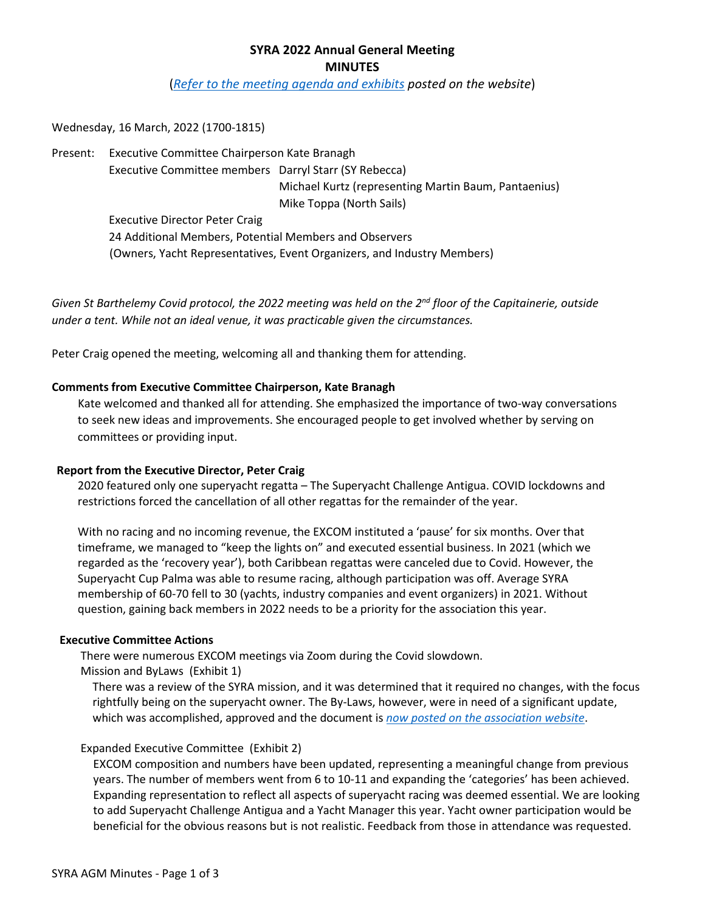# SYRA 2022 Annual General Meeting

## MINUTES

(*Refer to the meeting agenda and exhibits posted on the website*)

Wednesday, 16 March, 2022 (1700-1815)

Present: Executive Committee Chairperson Kate Branagh
Executive Committee members Darryl Starr (SY Rebecca)
Michael Kurtz (representing Martin Baum, Pantaenius)
Mike Toppa (North Sails)
Executive Director Peter Craig
24 Additional Members, Potential Members and Observers
(Owners, Yacht Representatives, Event Organizers, and Industry Members)

*Given St Barthelemy Covid protocol, the 2022 meeting was held on the 2nd floor of the Capitainerie, outside under a tent. While not an ideal venue, it was practicable given the circumstances.*

Peter Craig opened the meeting, welcoming all and thanking them for attending.

**Comments from Executive Committee Chairperson, Kate Branagh**

Kate welcomed and thanked all for attending. She emphasized the importance of two-way conversations to seek new ideas and improvements. She encouraged people to get involved whether by serving on committees or providing input.

**Report from the Executive Director, Peter Craig**

2020 featured only one superyacht regatta – The Superyacht Challenge Antigua. COVID lockdowns and restrictions forced the cancellation of all other regattas for the remainder of the year.

With no racing and no incoming revenue, the EXCOM instituted a 'pause' for six months. Over that timeframe, we managed to "keep the lights on" and executed essential business. In 2021 (which we regarded as the 'recovery year'), both Caribbean regattas were canceled due to Covid. However, the Superyacht Cup Palma was able to resume racing, although participation was off. Average SYRA membership of 60-70 fell to 30 (yachts, industry companies and event organizers) in 2021. Without question, gaining back members in 2022 needs to be a priority for the association this year.

**Executive Committee Actions**

There were numerous EXCOM meetings via Zoom during the Covid slowdown.

Mission and ByLaws (Exhibit 1)

There was a review of the SYRA mission, and it was determined that it required no changes, with the focus rightfully being on the superyacht owner. The By-Laws, however, were in need of a significant update, which was accomplished, approved and the document is *now posted on the association website*.

Expanded Executive Committee (Exhibit 2)

EXCOM composition and numbers have been updated, representing a meaningful change from previous years. The number of members went from 6 to 10-11 and expanding the 'categories' has been achieved. Expanding representation to reflect all aspects of superyacht racing was deemed essential. We are looking to add Superyacht Challenge Antigua and a Yacht Manager this year. Yacht owner participation would be beneficial for the obvious reasons but is not realistic. Feedback from those in attendance was requested.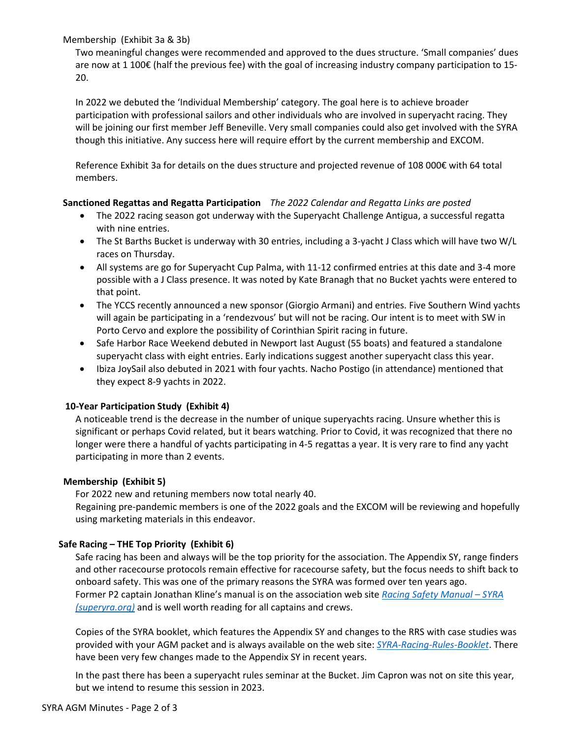Membership (Exhibit 3a & 3b)

Two meaningful changes were recommended and approved to the dues structure. 'Small companies' dues are now at 1 100€ (half the previous fee) with the goal of increasing industry company participation to 15-20.

In 2022 we debuted the 'Individual Membership' category. The goal here is to achieve broader participation with professional sailors and other individuals who are involved in superyacht racing. They will be joining our first member Jeff Beneville. Very small companies could also get involved with the SYRA though this initiative. Any success here will require effort by the current membership and EXCOM.

Reference Exhibit 3a for details on the dues structure and projected revenue of 108 000€ with 64 total members.

**Sanctioned Regattas and Regatta Participation** *The 2022 Calendar and Regatta Links are posted*

- The 2022 racing season got underway with the Superyacht Challenge Antigua, a successful regatta with nine entries.
- The St Barths Bucket is underway with 30 entries, including a 3-yacht J Class which will have two W/L races on Thursday.
- All systems are go for Superyacht Cup Palma, with 11-12 confirmed entries at this date and 3-4 more possible with a J Class presence. It was noted by Kate Branagh that no Bucket yachts were entered to that point.
- The YCCS recently announced a new sponsor (Giorgio Armani) and entries. Five Southern Wind yachts will again be participating in a 'rendezvous' but will not be racing. Our intent is to meet with SW in Porto Cervo and explore the possibility of Corinthian Spirit racing in future.
- Safe Harbor Race Weekend debuted in Newport last August (55 boats) and featured a standalone superyacht class with eight entries. Early indications suggest another superyacht class this year.
- Ibiza JoySail also debuted in 2021 with four yachts. Nacho Postigo (in attendance) mentioned that they expect 8-9 yachts in 2022.

**10-Year Participation Study (Exhibit 4)**

A noticeable trend is the decrease in the number of unique superyachts racing. Unsure whether this is significant or perhaps Covid related, but it bears watching. Prior to Covid, it was recognized that there no longer were there a handful of yachts participating in 4-5 regattas a year. It is very rare to find any yacht participating in more than 2 events.

**Membership (Exhibit 5)**

For 2022 new and retuning members now total nearly 40.
Regaining pre-pandemic members is one of the 2022 goals and the EXCOM will be reviewing and hopefully using marketing materials in this endeavor.

**Safe Racing – THE Top Priority (Exhibit 6)**

Safe racing has been and always will be the top priority for the association. The Appendix SY, range finders and other racecourse protocols remain effective for racecourse safety, but the focus needs to shift back to onboard safety. This was one of the primary reasons the SYRA was formed over ten years ago.
Former P2 captain Jonathan Kline's manual is on the association web site [*Racing Safety Manual – SYRA (superyra.org)*](#) and is well worth reading for all captains and crews.

Copies of the SYRA booklet, which features the Appendix SY and changes to the RRS with case studies was provided with your AGM packet and is always available on the web site: [*SYRA-Racing-Rules-Booklet*](#). There have been very few changes made to the Appendix SY in recent years.

In the past there has been a superyacht rules seminar at the Bucket. Jim Capron was not on site this year, but we intend to resume this session in 2023.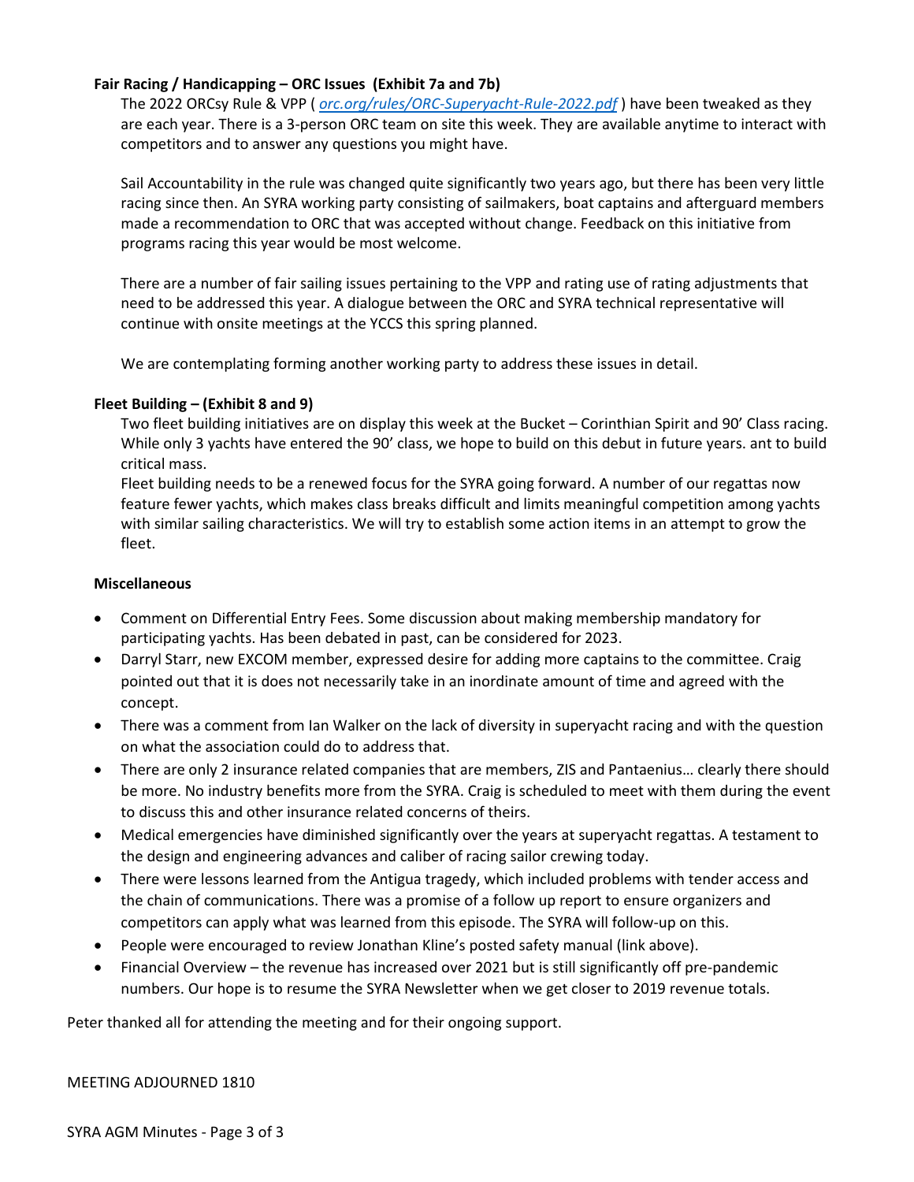**Fair Racing / Handicapping – ORC Issues (Exhibit 7a and 7b)**

The 2022 ORCsy Rule & VPP ( *orc.org/rules/ORC-Superyacht-Rule-2022.pdf* ) have been tweaked as they are each year. There is a 3-person ORC team on site this week. They are available anytime to interact with competitors and to answer any questions you might have.

Sail Accountability in the rule was changed quite significantly two years ago, but there has been very little racing since then. An SYRA working party consisting of sailmakers, boat captains and afterguard members made a recommendation to ORC that was accepted without change. Feedback on this initiative from programs racing this year would be most welcome.

There are a number of fair sailing issues pertaining to the VPP and rating use of rating adjustments that need to be addressed this year. A dialogue between the ORC and SYRA technical representative will continue with onsite meetings at the YCCS this spring planned.

We are contemplating forming another working party to address these issues in detail.

**Fleet Building – (Exhibit 8 and 9)**

Two fleet building initiatives are on display this week at the Bucket – Corinthian Spirit and 90' Class racing. While only 3 yachts have entered the 90' class, we hope to build on this debut in future years. ant to build critical mass.

Fleet building needs to be a renewed focus for the SYRA going forward. A number of our regattas now feature fewer yachts, which makes class breaks difficult and limits meaningful competition among yachts with similar sailing characteristics. We will try to establish some action items in an attempt to grow the fleet.

**Miscellaneous**

- Comment on Differential Entry Fees. Some discussion about making membership mandatory for participating yachts. Has been debated in past, can be considered for 2023.
- Darryl Starr, new EXCOM member, expressed desire for adding more captains to the committee. Craig pointed out that it is does not necessarily take in an inordinate amount of time and agreed with the concept.
- There was a comment from Ian Walker on the lack of diversity in superyacht racing and with the question on what the association could do to address that.
- There are only 2 insurance related companies that are members, ZIS and Pantaenius… clearly there should be more. No industry benefits more from the SYRA. Craig is scheduled to meet with them during the event to discuss this and other insurance related concerns of theirs.
- Medical emergencies have diminished significantly over the years at superyacht regattas. A testament to the design and engineering advances and caliber of racing sailor crewing today.
- There were lessons learned from the Antigua tragedy, which included problems with tender access and the chain of communications. There was a promise of a follow up report to ensure organizers and competitors can apply what was learned from this episode. The SYRA will follow-up on this.
- People were encouraged to review Jonathan Kline's posted safety manual (link above).
- Financial Overview – the revenue has increased over 2021 but is still significantly off pre-pandemic numbers. Our hope is to resume the SYRA Newsletter when we get closer to 2019 revenue totals.

Peter thanked all for attending the meeting and for their ongoing support.

MEETING ADJOURNED 1810